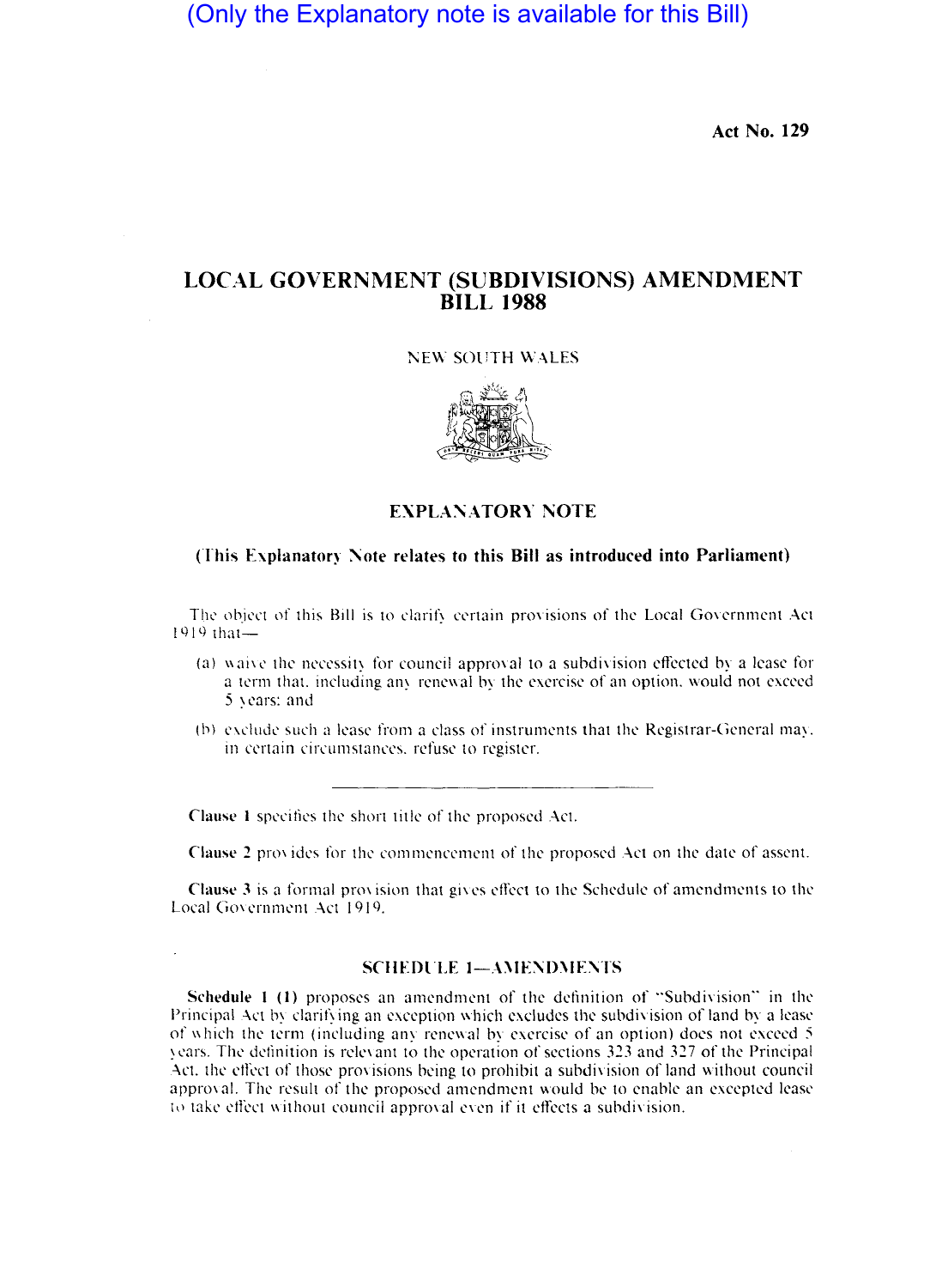(Only the Explanatory note is available for this Bill)

**Act No. 129**

# LOCAL GOVERNMENT (SUBDIVISIONS) AMENDMENT BILL 1988

NEW SOUTH WALES

## EXPLANATORY NOTE

**(This Explanatory Note relates to this Bill as introduced into Parliament)**

The object of this Bill is to clarify certain provisions of the Local Government Act 1919 that—

(a) waive the necessity for council approval to a subdivision effected by a lease for a term that, including any renewal by the exercise of an option, would not exceed 5 years; and

(b) exclude such a lease from a class of instruments that the Registrar-General may, in certain circumstances, refuse to register.

---

**Clause 1** specifies the short title of the proposed Act.

**Clause 2** provides for the commencement of the proposed Act on the date of assent.

**Clause 3** is a formal provision that gives effect to the Schedule of amendments to the Local Government Act 1919.

### SCHEDULE 1—AMENDMENTS

**Schedule 1 (1)** proposes an amendment of the definition of "Subdivision" in the Principal Act by clarifying an exception which excludes the subdivision of land by a lease of which the term (including any renewal by exercise of an option) does not exceed 5 years. The definition is relevant to the operation of sections 323 and 327 of the Principal Act, the effect of those provisions being to prohibit a subdivision of land without council approval. The result of the proposed amendment would be to enable an excepted lease to take effect without council approval even if it effects a subdivision.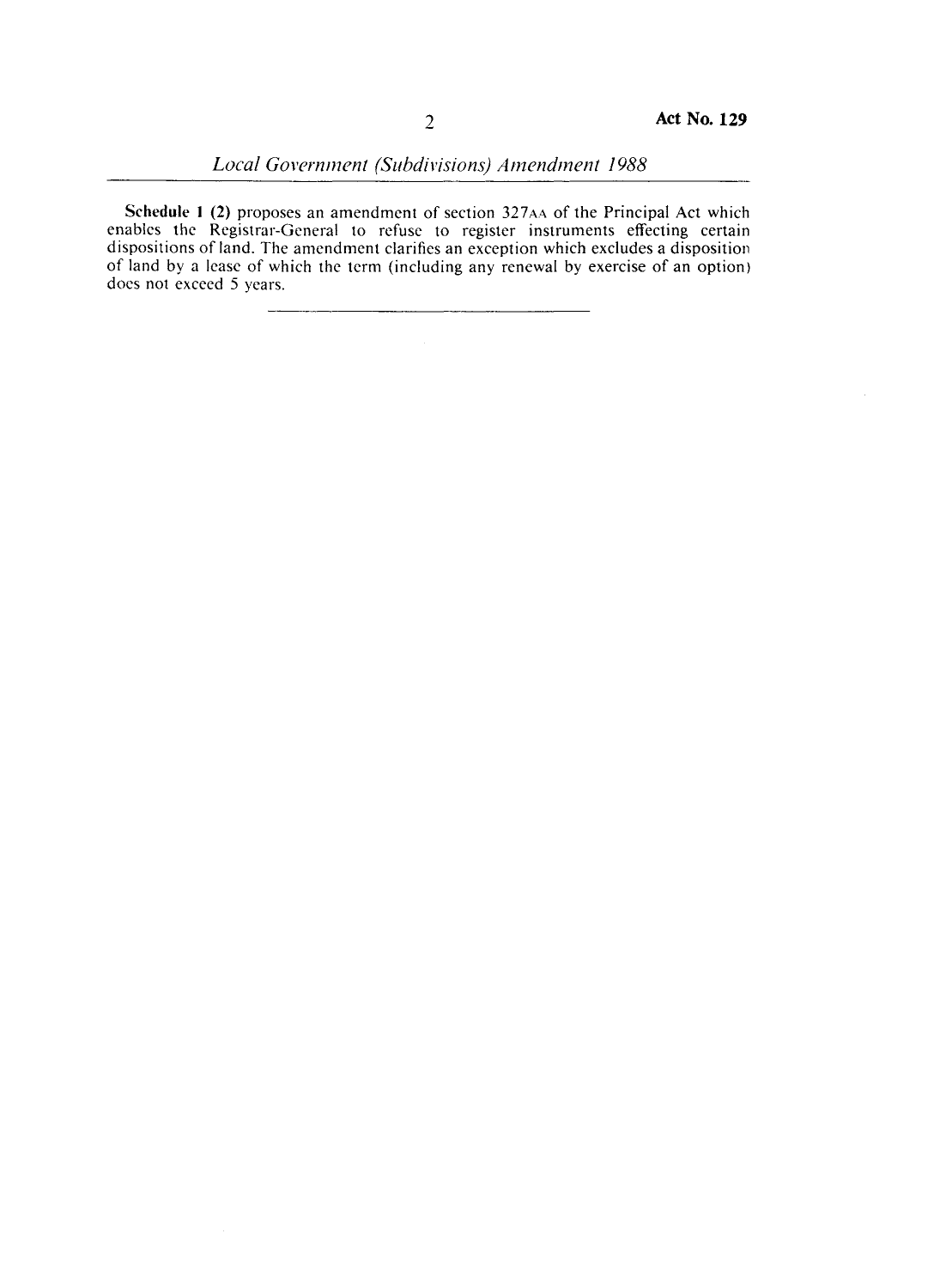**Schedule 1 (2)** proposes an amendment of section 327AA of the Principal Act which enables the Registrar-General to refuse to register instruments effecting certain dispositions of land. The amendment clarifies an exception which excludes a disposition of land by a lease of which the term (including any renewal by exercise of an option) does not exceed 5 years.